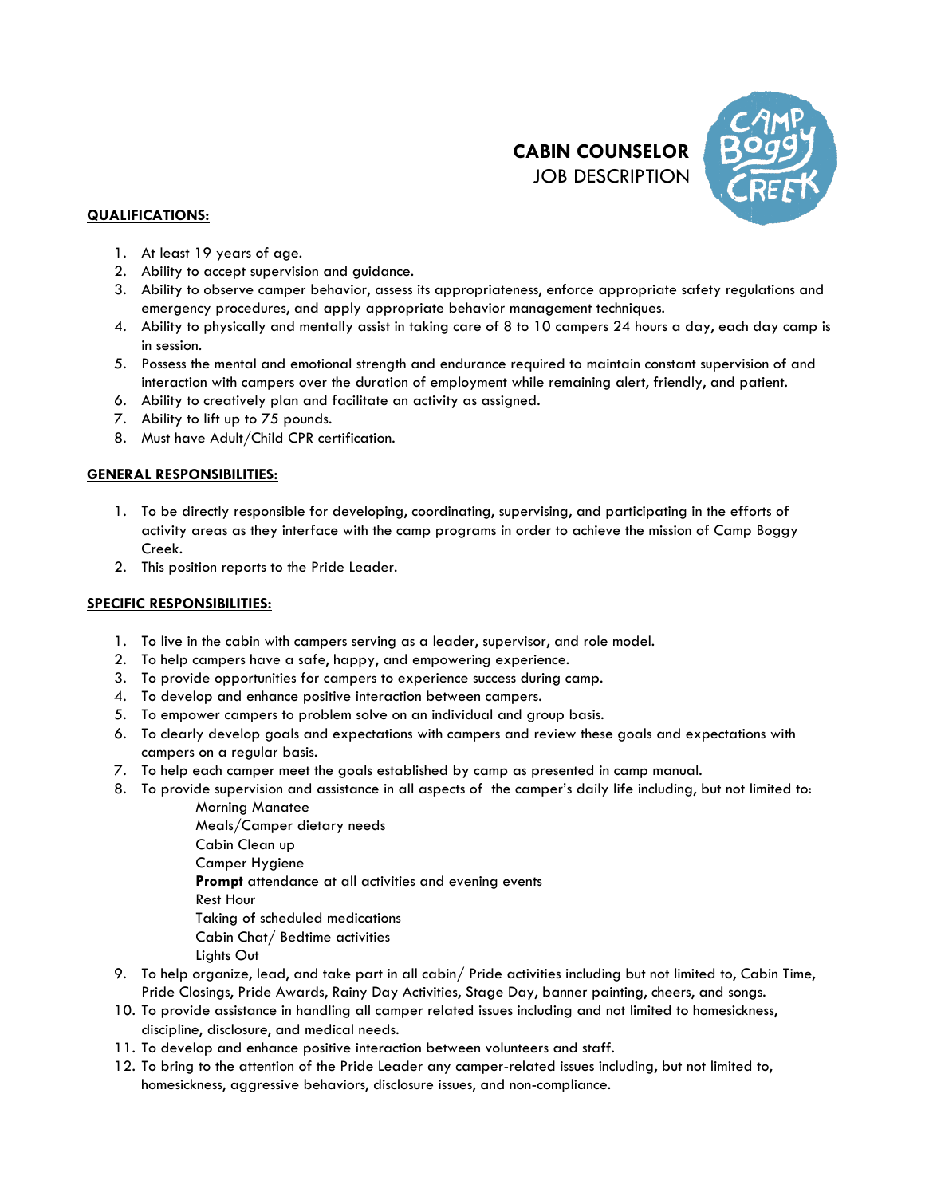# CABIN COUNSELOR
## JOB DESCRIPTION

**QUALIFICATIONS:**

1. At least 19 years of age.
2. Ability to accept supervision and guidance.
3. Ability to observe camper behavior, assess its appropriateness, enforce appropriate safety regulations and emergency procedures, and apply appropriate behavior management techniques.
4. Ability to physically and mentally assist in taking care of 8 to 10 campers 24 hours a day, each day camp is in session.
5. Possess the mental and emotional strength and endurance required to maintain constant supervision of and interaction with campers over the duration of employment while remaining alert, friendly, and patient.
6. Ability to creatively plan and facilitate an activity as assigned.
7. Ability to lift up to 75 pounds.
8. Must have Adult/Child CPR certification.

**GENERAL RESPONSIBILITIES:**

1. To be directly responsible for developing, coordinating, supervising, and participating in the efforts of activity areas as they interface with the camp programs in order to achieve the mission of Camp Boggy Creek.
2. This position reports to the Pride Leader.

**SPECIFIC RESPONSIBILITIES:**

1. To live in the cabin with campers serving as a leader, supervisor, and role model.
2. To help campers have a safe, happy, and empowering experience.
3. To provide opportunities for campers to experience success during camp.
4. To develop and enhance positive interaction between campers.
5. To empower campers to problem solve on an individual and group basis.
6. To clearly develop goals and expectations with campers and review these goals and expectations with campers on a regular basis.
7. To help each camper meet the goals established by camp as presented in camp manual.
8. To provide supervision and assistance in all aspects of the camper's daily life including, but not limited to:
   - Morning Manatee
   - Meals/Camper dietary needs
   - Cabin Clean up
   - Camper Hygiene
   - **Prompt** attendance at all activities and evening events
   - Rest Hour
   - Taking of scheduled medications
   - Cabin Chat/ Bedtime activities
   - Lights Out
9. To help organize, lead, and take part in all cabin/ Pride activities including but not limited to, Cabin Time, Pride Closings, Pride Awards, Rainy Day Activities, Stage Day, banner painting, cheers, and songs.
10. To provide assistance in handling all camper related issues including and not limited to homesickness, discipline, disclosure, and medical needs.
11. To develop and enhance positive interaction between volunteers and staff.
12. To bring to the attention of the Pride Leader any camper-related issues including, but not limited to, homesickness, aggressive behaviors, disclosure issues, and non-compliance.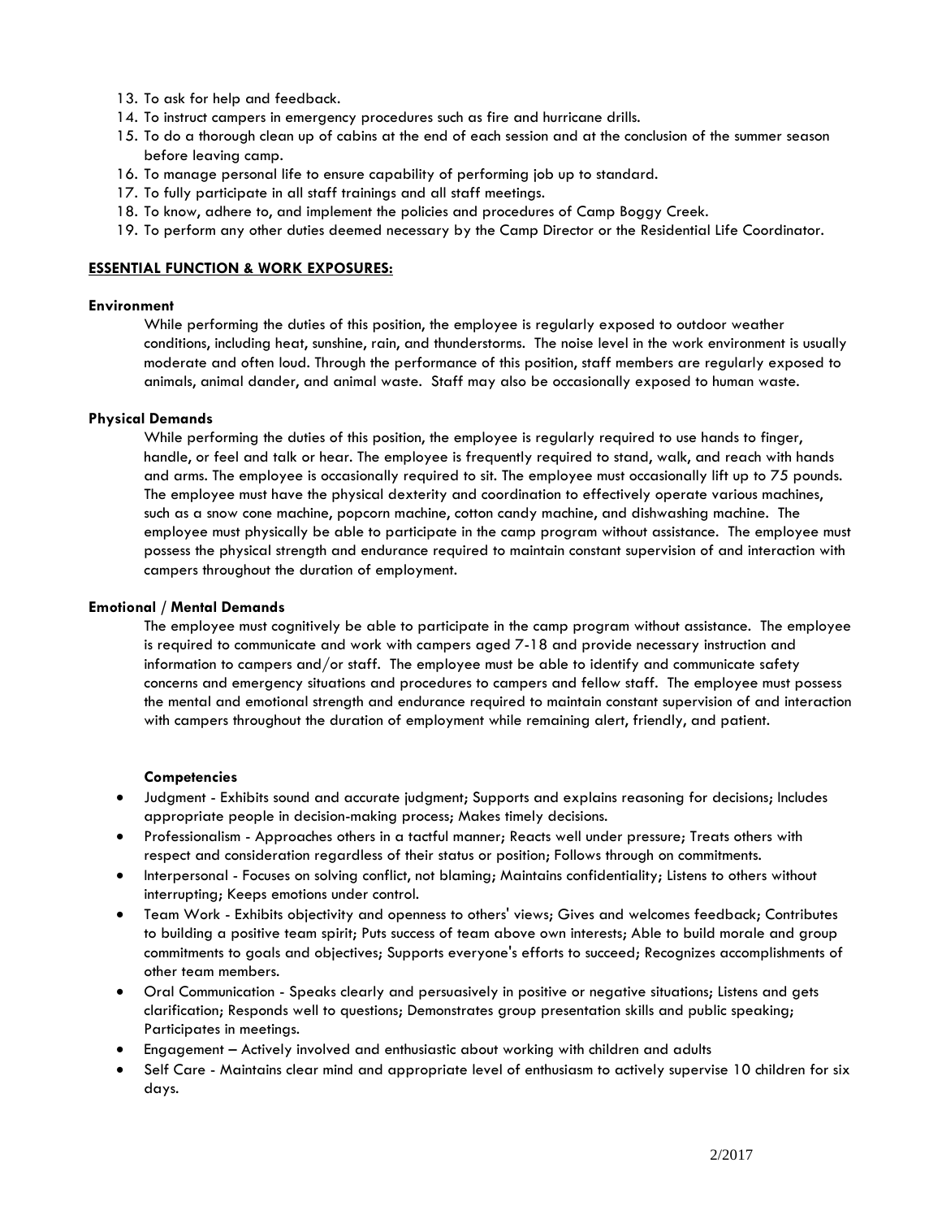13. To ask for help and feedback.
14. To instruct campers in emergency procedures such as fire and hurricane drills.
15. To do a thorough clean up of cabins at the end of each session and at the conclusion of the summer season before leaving camp.
16. To manage personal life to ensure capability of performing job up to standard.
17. To fully participate in all staff trainings and all staff meetings.
18. To know, adhere to, and implement the policies and procedures of Camp Boggy Creek.
19. To perform any other duties deemed necessary by the Camp Director or the Residential Life Coordinator.

## ESSENTIAL FUNCTION & WORK EXPOSURES:

### Environment

While performing the duties of this position, the employee is regularly exposed to outdoor weather conditions, including heat, sunshine, rain, and thunderstorms. The noise level in the work environment is usually moderate and often loud. Through the performance of this position, staff members are regularly exposed to animals, animal dander, and animal waste. Staff may also be occasionally exposed to human waste.

### Physical Demands

While performing the duties of this position, the employee is regularly required to use hands to finger, handle, or feel and talk or hear. The employee is frequently required to stand, walk, and reach with hands and arms. The employee is occasionally required to sit. The employee must occasionally lift up to 75 pounds. The employee must have the physical dexterity and coordination to effectively operate various machines, such as a snow cone machine, popcorn machine, cotton candy machine, and dishwashing machine. The employee must physically be able to participate in the camp program without assistance. The employee must possess the physical strength and endurance required to maintain constant supervision of and interaction with campers throughout the duration of employment.

### Emotional / Mental Demands

The employee must cognitively be able to participate in the camp program without assistance. The employee is required to communicate and work with campers aged 7-18 and provide necessary instruction and information to campers and/or staff. The employee must be able to identify and communicate safety concerns and emergency situations and procedures to campers and fellow staff. The employee must possess the mental and emotional strength and endurance required to maintain constant supervision of and interaction with campers throughout the duration of employment while remaining alert, friendly, and patient.

### Competencies

- Judgment - Exhibits sound and accurate judgment; Supports and explains reasoning for decisions; Includes appropriate people in decision-making process; Makes timely decisions.
- Professionalism - Approaches others in a tactful manner; Reacts well under pressure; Treats others with respect and consideration regardless of their status or position; Follows through on commitments.
- Interpersonal - Focuses on solving conflict, not blaming; Maintains confidentiality; Listens to others without interrupting; Keeps emotions under control.
- Team Work - Exhibits objectivity and openness to others' views; Gives and welcomes feedback; Contributes to building a positive team spirit; Puts success of team above own interests; Able to build morale and group commitments to goals and objectives; Supports everyone's efforts to succeed; Recognizes accomplishments of other team members.
- Oral Communication - Speaks clearly and persuasively in positive or negative situations; Listens and gets clarification; Responds well to questions; Demonstrates group presentation skills and public speaking; Participates in meetings.
- Engagement – Actively involved and enthusiastic about working with children and adults
- Self Care - Maintains clear mind and appropriate level of enthusiasm to actively supervise 10 children for six days.

2/2017